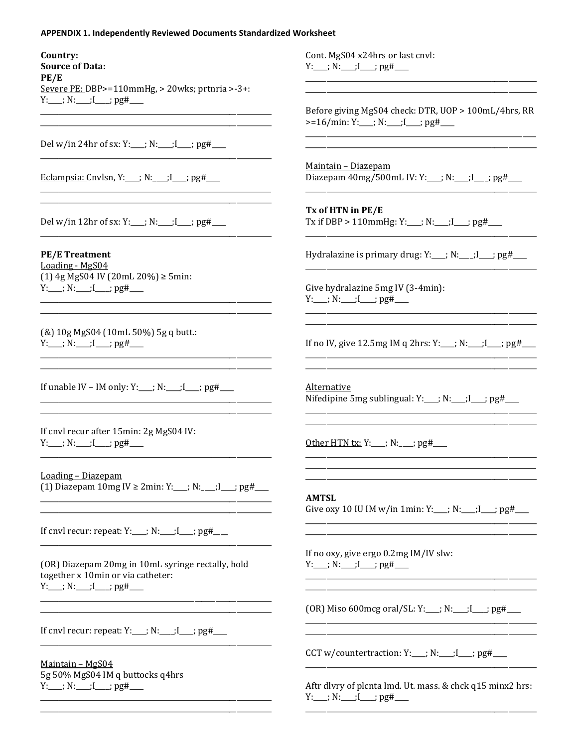**APPENDIX 1. Independently Reviewed Documents Standardized Worksheet**

**Country:**

**Source of Data:**

**PE/E**

Severe PE: DBP>=110mmHg, > 20wks; prtnria >-3+:
Y:\_\_\_\_; N:\_\_\_\_;I\_\_\_\_; pg#\_\_\_\_

Del w/in 24hr of sx: Y:\_\_\_\_; N:\_\_\_\_;I\_\_\_\_; pg#\_\_\_\_

Eclampsia: Cnvlsn, Y:\_\_\_\_; N:\_\_\_\_;I\_\_\_\_; pg#\_\_\_\_

Del w/in 12hr of sx: Y:\_\_\_\_; N:\_\_\_\_;I\_\_\_\_; pg#\_\_\_\_

**PE/E Treatment**

Loading - MgS04

(1) 4g MgS04 IV (20mL 20%) ≥ 5min:
Y:\_\_\_\_; N:\_\_\_\_;I\_\_\_\_; pg#\_\_\_\_

(&) 10g MgS04 (10mL 50%) 5g q butt.:
Y:\_\_\_\_; N:\_\_\_\_;I\_\_\_\_; pg#\_\_\_\_

If unable IV – IM only: Y:\_\_\_\_; N:\_\_\_\_;I\_\_\_\_; pg#\_\_\_\_

If cnvl recur after 15min: 2g MgS04 IV:
Y:\_\_\_\_; N:\_\_\_\_;I\_\_\_\_; pg#\_\_\_\_

Loading – Diazepam

(1) Diazepam 10mg IV ≥ 2min: Y:\_\_\_\_; N:\_\_\_\_;I\_\_\_\_; pg#\_\_\_\_

If cnvl recur: repeat: Y:\_\_\_\_; N:\_\_\_\_;I\_\_\_\_; pg#\_\_\_\_

(OR) Diazepam 20mg in 10mL syringe rectally, hold together x 10min or via catheter:
Y:\_\_\_\_; N:\_\_\_\_;I\_\_\_\_; pg#\_\_\_\_

If cnvl recur: repeat: Y:\_\_\_\_; N:\_\_\_\_;I\_\_\_\_; pg#\_\_\_\_

Maintain – MgS04

5g 50% MgS04 IM q buttocks q4hrs
Y:\_\_\_\_; N:\_\_\_\_;I\_\_\_\_; pg#\_\_\_\_

Cont. MgS04 x24hrs or last cnvl:
Y:\_\_\_\_; N:\_\_\_\_;I\_\_\_\_; pg#\_\_\_\_

Before giving MgS04 check: DTR, UOP > 100mL/4hrs, RR >=16/min: Y:\_\_\_\_; N:\_\_\_\_;I\_\_\_\_; pg#\_\_\_\_

Maintain – Diazepam

Diazepam 40mg/500mL IV: Y:\_\_\_\_; N:\_\_\_\_;I\_\_\_\_; pg#\_\_\_\_

**Tx of HTN in PE/E**

Tx if DBP > 110mmHg: Y:\_\_\_\_; N:\_\_\_\_;I\_\_\_\_; pg#\_\_\_\_

Hydralazine is primary drug: Y:\_\_\_\_; N:\_\_\_\_;I\_\_\_\_; pg#\_\_\_\_

Give hydralazine 5mg IV (3-4min):
Y:\_\_\_\_; N:\_\_\_\_;I\_\_\_\_; pg#\_\_\_\_

If no IV, give 12.5mg IM q 2hrs: Y:\_\_\_\_; N:\_\_\_\_;I\_\_\_\_; pg#\_\_\_\_

Alternative

Nifedipine 5mg sublingual: Y:\_\_\_\_; N:\_\_\_\_;I\_\_\_\_; pg#\_\_\_\_

Other HTN tx: Y:\_\_\_\_; N:\_\_\_\_; pg#\_\_\_\_

**AMTSL**

Give oxy 10 IU IM w/in 1min: Y:\_\_\_\_; N:\_\_\_\_;I\_\_\_\_; pg#\_\_\_\_

If no oxy, give ergo 0.2mg IM/IV slw:
Y:\_\_\_\_; N:\_\_\_\_;I\_\_\_\_; pg#\_\_\_\_

(OR) Miso 600mcg oral/SL: Y:\_\_\_\_; N:\_\_\_\_;I\_\_\_\_; pg#\_\_\_\_

CCT w/countertraction: Y:\_\_\_\_; N:\_\_\_\_;I\_\_\_\_; pg#\_\_\_\_

Aftr dlvry of plcnta Imd. Ut. mass. & chck q15 minx2 hrs:
Y:\_\_\_\_; N:\_\_\_\_;I\_\_\_\_; pg#\_\_\_\_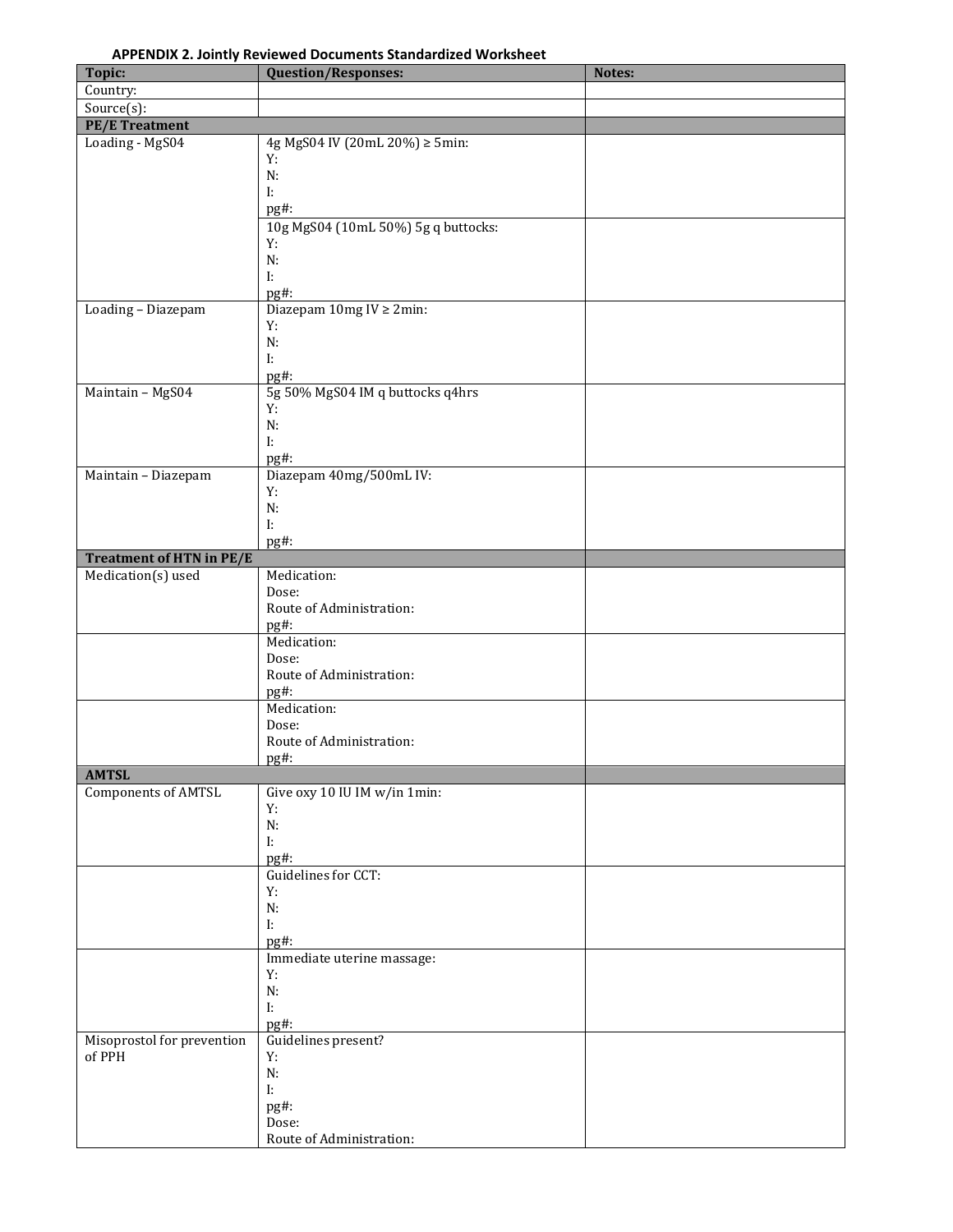**APPENDIX 2. Jointly Reviewed Documents Standardized Worksheet**

| Topic: | Question/Responses: | Notes: |
|---|---|---|
| Country: | | |
| Source(s): | | |
| **PE/E Treatment** | | |
| Loading - MgS04 | 4g MgS04 IV (20mL 20%) ≥ 5min:<br>Y:<br>N:<br>I:<br>pg#: | |
| | 10g MgS04 (10mL 50%) 5g q buttocks:<br>Y:<br>N:<br>I:<br>pg#: | |
| Loading – Diazepam | Diazepam 10mg IV ≥ 2min:<br>Y:<br>N:<br>I:<br>pg#: | |
| Maintain – MgS04 | 5g 50% MgS04 IM q buttocks q4hrs<br>Y:<br>N:<br>I:<br>pg#: | |
| Maintain – Diazepam | Diazepam 40mg/500mL IV:<br>Y:<br>N:<br>I:<br>pg#: | |
| **Treatment of HTN in PE/E** | | |
| Medication(s) used | Medication:<br>Dose:<br>Route of Administration:<br>pg#: | |
| | Medication:<br>Dose:<br>Route of Administration:<br>pg#: | |
| | Medication:<br>Dose:<br>Route of Administration:<br>pg#: | |
| **AMTSL** | | |
| Components of AMTSL | Give oxy 10 IU IM w/in 1min:<br>Y:<br>N:<br>I:<br>pg#: | |
| | Guidelines for CCT:<br>Y:<br>N:<br>I:<br>pg#: | |
| | Immediate uterine massage:<br>Y:<br>N:<br>I:<br>pg#: | |
| Misoprostol for prevention of PPH | Guidelines present?<br>Y:<br>N:<br>I:<br>pg#:<br>Dose:<br>Route of Administration: | |